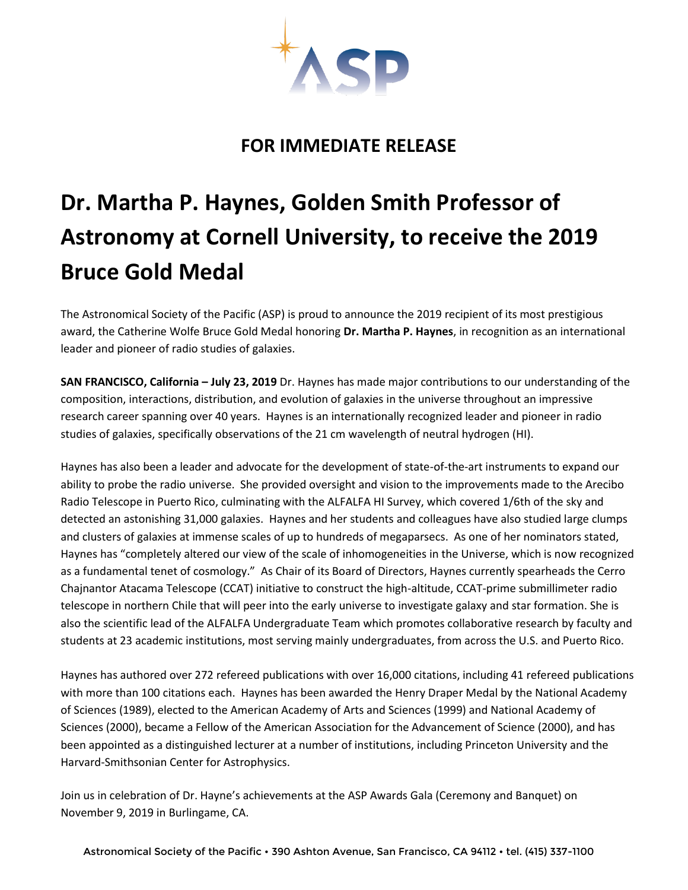ASP

## FOR IMMEDIATE RELEASE

# Dr. Martha P. Haynes, Golden Smith Professor of Astronomy at Cornell University, to receive the 2019 Bruce Gold Medal

The Astronomical Society of the Pacific (ASP) is proud to announce the 2019 recipient of its most prestigious award, the Catherine Wolfe Bruce Gold Medal honoring **Dr. Martha P. Haynes**, in recognition as an international leader and pioneer of radio studies of galaxies.

**SAN FRANCISCO, California – July 23, 2019** Dr. Haynes has made major contributions to our understanding of the composition, interactions, distribution, and evolution of galaxies in the universe throughout an impressive research career spanning over 40 years. Haynes is an internationally recognized leader and pioneer in radio studies of galaxies, specifically observations of the 21 cm wavelength of neutral hydrogen (HI).

Haynes has also been a leader and advocate for the development of state-of-the-art instruments to expand our ability to probe the radio universe. She provided oversight and vision to the improvements made to the Arecibo Radio Telescope in Puerto Rico, culminating with the ALFALFA HI Survey, which covered 1/6th of the sky and detected an astonishing 31,000 galaxies. Haynes and her students and colleagues have also studied large clumps and clusters of galaxies at immense scales of up to hundreds of megaparsecs. As one of her nominators stated, Haynes has "completely altered our view of the scale of inhomogeneities in the Universe, which is now recognized as a fundamental tenet of cosmology." As Chair of its Board of Directors, Haynes currently spearheads the Cerro Chajnantor Atacama Telescope (CCAT) initiative to construct the high-altitude, CCAT-prime submillimeter radio telescope in northern Chile that will peer into the early universe to investigate galaxy and star formation. She is also the scientific lead of the ALFALFA Undergraduate Team which promotes collaborative research by faculty and students at 23 academic institutions, most serving mainly undergraduates, from across the U.S. and Puerto Rico.

Haynes has authored over 272 refereed publications with over 16,000 citations, including 41 refereed publications with more than 100 citations each. Haynes has been awarded the Henry Draper Medal by the National Academy of Sciences (1989), elected to the American Academy of Arts and Sciences (1999) and National Academy of Sciences (2000), became a Fellow of the American Association for the Advancement of Science (2000), and has been appointed as a distinguished lecturer at a number of institutions, including Princeton University and the Harvard-Smithsonian Center for Astrophysics.

Join us in celebration of Dr. Hayne's achievements at the ASP Awards Gala (Ceremony and Banquet) on November 9, 2019 in Burlingame, CA.

Astronomical Society of the Pacific • 390 Ashton Avenue, San Francisco, CA 94112 • tel. (415) 337-1100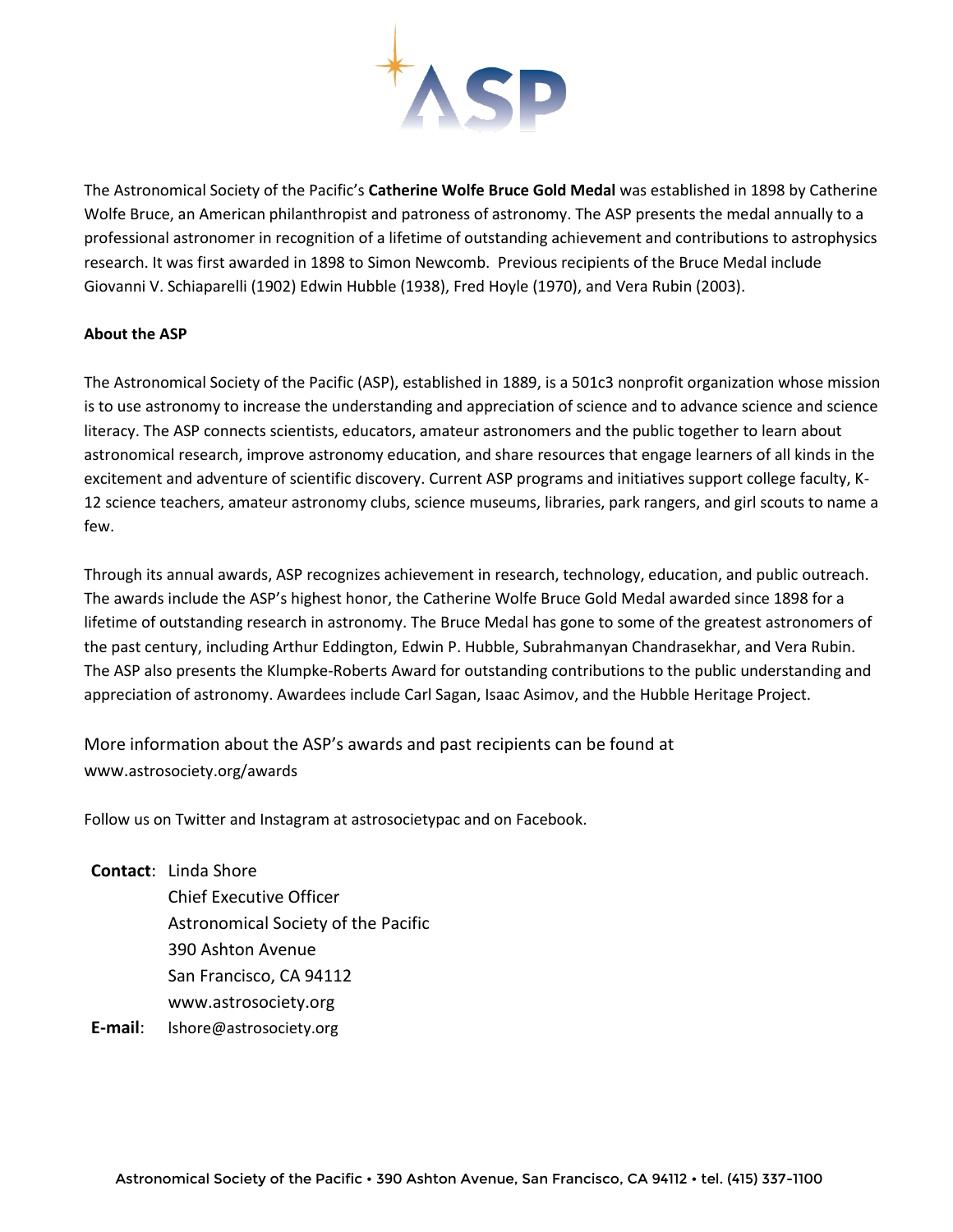The Astronomical Society of the Pacific's **Catherine Wolfe Bruce Gold Medal** was established in 1898 by Catherine Wolfe Bruce, an American philanthropist and patroness of astronomy. The ASP presents the medal annually to a professional astronomer in recognition of a lifetime of outstanding achievement and contributions to astrophysics research. It was first awarded in 1898 to Simon Newcomb. Previous recipients of the Bruce Medal include Giovanni V. Schiaparelli (1902) Edwin Hubble (1938), Fred Hoyle (1970), and Vera Rubin (2003).

**About the ASP**

The Astronomical Society of the Pacific (ASP), established in 1889, is a 501c3 nonprofit organization whose mission is to use astronomy to increase the understanding and appreciation of science and to advance science and science literacy. The ASP connects scientists, educators, amateur astronomers and the public together to learn about astronomical research, improve astronomy education, and share resources that engage learners of all kinds in the excitement and adventure of scientific discovery. Current ASP programs and initiatives support college faculty, K-12 science teachers, amateur astronomy clubs, science museums, libraries, park rangers, and girl scouts to name a few.

Through its annual awards, ASP recognizes achievement in research, technology, education, and public outreach. The awards include the ASP's highest honor, the Catherine Wolfe Bruce Gold Medal awarded since 1898 for a lifetime of outstanding research in astronomy. The Bruce Medal has gone to some of the greatest astronomers of the past century, including Arthur Eddington, Edwin P. Hubble, Subrahmanyan Chandrasekhar, and Vera Rubin. The ASP also presents the Klumpke-Roberts Award for outstanding contributions to the public understanding and appreciation of astronomy. Awardees include Carl Sagan, Isaac Asimov, and the Hubble Heritage Project.

More information about the ASP's awards and past recipients can be found at www.astrosociety.org/awards

Follow us on Twitter and Instagram at astrosocietypac and on Facebook.

**Contact**: Linda Shore
Chief Executive Officer
Astronomical Society of the Pacific
390 Ashton Avenue
San Francisco, CA 94112
www.astrosociety.org

**E-mail**: lshore@astrosociety.org